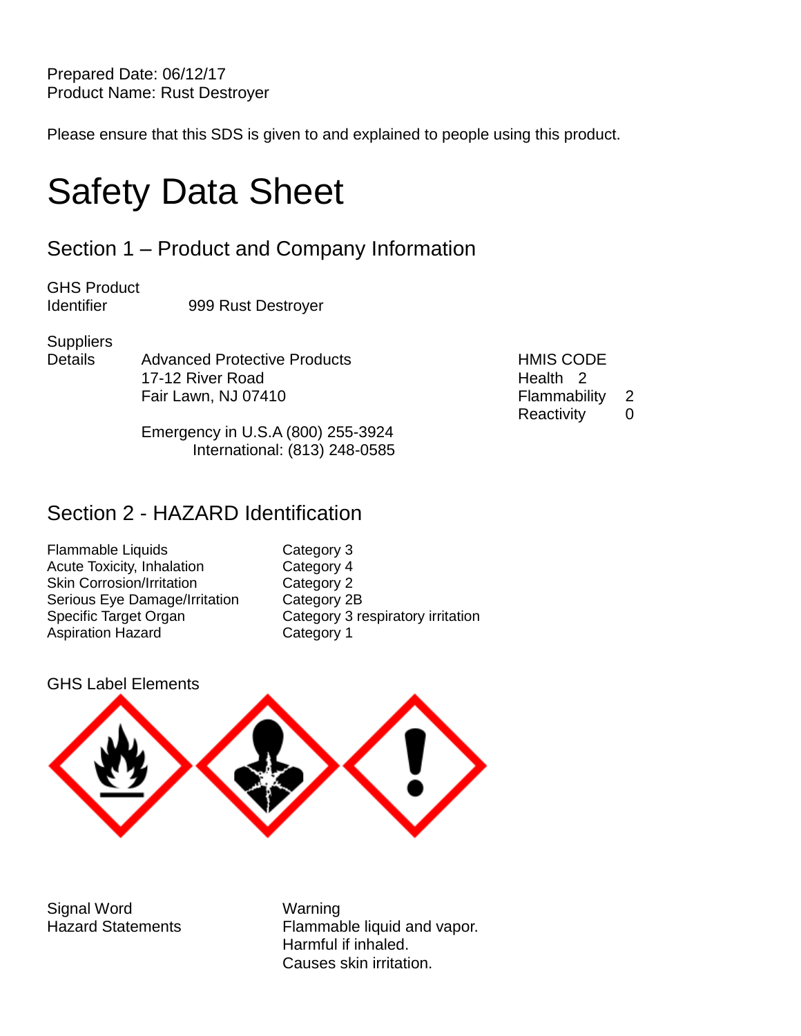Prepared Date: 06/12/17
Product Name: Rust Destroyer

Please ensure that this SDS is given to and explained to people using this product.

# Safety Data Sheet

## Section 1 – Product and Company Information

GHS Product Identifier: 999 Rust Destroyer

Suppliers Details: Advanced Protective Products
17-12 River Road
Fair Lawn, NJ 07410

Emergency in U.S.A (800) 255-3924
International: (813) 248-0585

| HMIS CODE | |
|---|---|
| Health | 2 |
| Flammability | 2 |
| Reactivity | 0 |

## Section 2 - HAZARD Identification

| | |
|---|---|
| Flammable Liquids | Category 3 |
| Acute Toxicity, Inhalation | Category 4 |
| Skin Corrosion/Irritation | Category 2 |
| Serious Eye Damage/Irritation | Category 2B |
| Specific Target Organ | Category 3 respiratory irritation |
| Aspiration Hazard | Category 1 |

GHS Label Elements

Signal Word: Warning

Hazard Statements:
Flammable liquid and vapor.
Harmful if inhaled.
Causes skin irritation.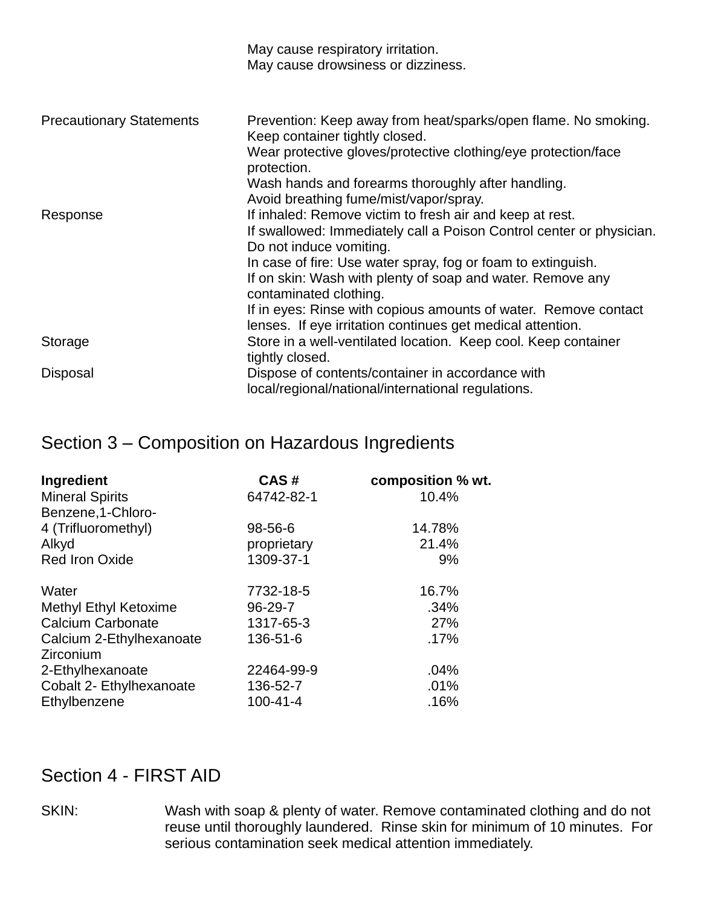May cause respiratory irritation.
May cause drowsiness or dizziness.

| | |
|---|---|
| Precautionary Statements | Prevention: Keep away from heat/sparks/open flame. No smoking. Keep container tightly closed.<br>Wear protective gloves/protective clothing/eye protection/face protection.<br>Wash hands and forearms thoroughly after handling.<br>Avoid breathing fume/mist/vapor/spray. |
| Response | If inhaled: Remove victim to fresh air and keep at rest.<br>If swallowed: Immediately call a Poison Control center or physician. Do not induce vomiting.<br>In case of fire: Use water spray, fog or foam to extinguish.<br>If on skin: Wash with plenty of soap and water. Remove any contaminated clothing.<br>If in eyes: Rinse with copious amounts of water. Remove contact lenses. If eye irritation continues get medical attention. |
| Storage | Store in a well-ventilated location. Keep cool. Keep container tightly closed. |
| Disposal | Dispose of contents/container in accordance with local/regional/national/international regulations. |

## Section 3 – Composition on Hazardous Ingredients

| Ingredient | CAS # | composition % wt. |
|---|---|---|
| Mineral Spirits | 64742-82-1 | 10.4% |
| Benzene,1-Chloro-4 (Trifluoromethyl) | 98-56-6 | 14.78% |
| Alkyd | proprietary | 21.4% |
| Red Iron Oxide | 1309-37-1 | 9% |
| Water | 7732-18-5 | 16.7% |
| Methyl Ethyl Ketoxime | 96-29-7 | .34% |
| Calcium Carbonate | 1317-65-3 | 27% |
| Calcium 2-Ethylhexanoate | 136-51-6 | .17% |
| Zirconium 2-Ethylhexanoate | 22464-99-9 | .04% |
| Cobalt 2- Ethylhexanoate | 136-52-7 | .01% |
| Ethylbenzene | 100-41-4 | .16% |

## Section 4 - FIRST AID

SKIN: Wash with soap & plenty of water. Remove contaminated clothing and do not reuse until thoroughly laundered. Rinse skin for minimum of 10 minutes. For serious contamination seek medical attention immediately.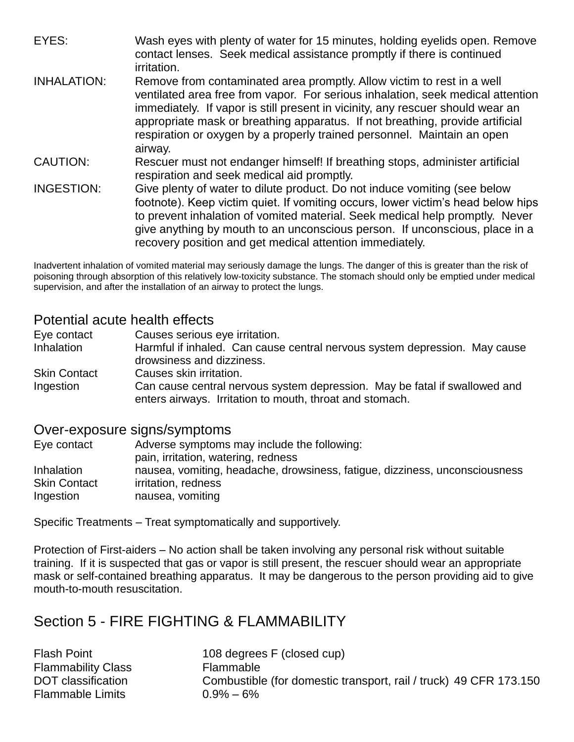| | |
|---|---|
| EYES: | Wash eyes with plenty of water for 15 minutes, holding eyelids open. Remove contact lenses. Seek medical assistance promptly if there is continued irritation. |
| INHALATION: | Remove from contaminated area promptly. Allow victim to rest in a well ventilated area free from vapor. For serious inhalation, seek medical attention immediately. If vapor is still present in vicinity, any rescuer should wear an appropriate mask or breathing apparatus. If not breathing, provide artificial respiration or oxygen by a properly trained personnel. Maintain an open airway. |
| CAUTION: | Rescuer must not endanger himself! If breathing stops, administer artificial respiration and seek medical aid promptly. |
| INGESTION: | Give plenty of water to dilute product. Do not induce vomiting (see below footnote). Keep victim quiet. If vomiting occurs, lower victim's head below hips to prevent inhalation of vomited material. Seek medical help promptly. Never give anything by mouth to an unconscious person. If unconscious, place in a recovery position and get medical attention immediately. |

Inadvertent inhalation of vomited material may seriously damage the lungs. The danger of this is greater than the risk of poisoning through absorption of this relatively low-toxicity substance. The stomach should only be emptied under medical supervision, and after the installation of an airway to protect the lungs.

## Potential acute health effects

| | |
|---|---|
| Eye contact | Causes serious eye irritation. |
| Inhalation | Harmful if inhaled. Can cause central nervous system depression. May cause drowsiness and dizziness. |
| Skin Contact | Causes skin irritation. |
| Ingestion | Can cause central nervous system depression. May be fatal if swallowed and enters airways. Irritation to mouth, throat and stomach. |

## Over-exposure signs/symptoms

| | |
|---|---|
| Eye contact | Adverse symptoms may include the following: pain, irritation, watering, redness |
| Inhalation | nausea, vomiting, headache, drowsiness, fatigue, dizziness, unconsciousness |
| Skin Contact | irritation, redness |
| Ingestion | nausea, vomiting |

Specific Treatments – Treat symptomatically and supportively.

Protection of First-aiders – No action shall be taken involving any personal risk without suitable training. If it is suspected that gas or vapor is still present, the rescuer should wear an appropriate mask or self-contained breathing apparatus. It may be dangerous to the person providing aid to give mouth-to-mouth resuscitation.

# Section 5 - FIRE FIGHTING & FLAMMABILITY

| | |
|---|---|
| Flash Point | 108 degrees F (closed cup) |
| Flammability Class | Flammable |
| DOT classification | Combustible (for domestic transport, rail / truck) 49 CFR 173.150 |
| Flammable Limits | 0.9% – 6% |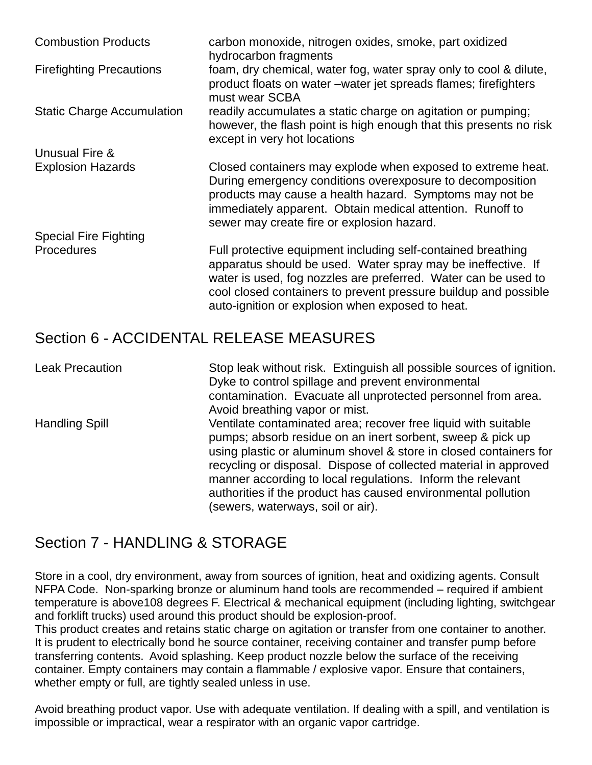| | |
|---|---|
| Combustion Products | carbon monoxide, nitrogen oxides, smoke, part oxidized hydrocarbon fragments |
| Firefighting Precautions | foam, dry chemical, water fog, water spray only to cool & dilute, product floats on water –water jet spreads flames; firefighters must wear SCBA |
| Static Charge Accumulation | readily accumulates a static charge on agitation or pumping; however, the flash point is high enough that this presents no risk except in very hot locations |
| Unusual Fire & Explosion Hazards | Closed containers may explode when exposed to extreme heat. During emergency conditions overexposure to decomposition products may cause a health hazard. Symptoms may not be immediately apparent. Obtain medical attention. Runoff to sewer may create fire or explosion hazard. |
| Special Fire Fighting Procedures | Full protective equipment including self-contained breathing apparatus should be used. Water spray may be ineffective. If water is used, fog nozzles are preferred. Water can be used to cool closed containers to prevent pressure buildup and possible auto-ignition or explosion when exposed to heat. |

## Section 6 - ACCIDENTAL RELEASE MEASURES

| | |
|---|---|
| Leak Precaution | Stop leak without risk. Extinguish all possible sources of ignition. Dyke to control spillage and prevent environmental contamination. Evacuate all unprotected personnel from area. Avoid breathing vapor or mist. |
| Handling Spill | Ventilate contaminated area; recover free liquid with suitable pumps; absorb residue on an inert sorbent, sweep & pick up using plastic or aluminum shovel & store in closed containers for recycling or disposal. Dispose of collected material in approved manner according to local regulations. Inform the relevant authorities if the product has caused environmental pollution (sewers, waterways, soil or air). |

## Section 7 - HANDLING & STORAGE

Store in a cool, dry environment, away from sources of ignition, heat and oxidizing agents. Consult NFPA Code. Non-sparking bronze or aluminum hand tools are recommended – required if ambient temperature is above108 degrees F. Electrical & mechanical equipment (including lighting, switchgear and forklift trucks) used around this product should be explosion-proof.
This product creates and retains static charge on agitation or transfer from one container to another. It is prudent to electrically bond he source container, receiving container and transfer pump before transferring contents. Avoid splashing. Keep product nozzle below the surface of the receiving container. Empty containers may contain a flammable / explosive vapor. Ensure that containers, whether empty or full, are tightly sealed unless in use.

Avoid breathing product vapor. Use with adequate ventilation. If dealing with a spill, and ventilation is impossible or impractical, wear a respirator with an organic vapor cartridge.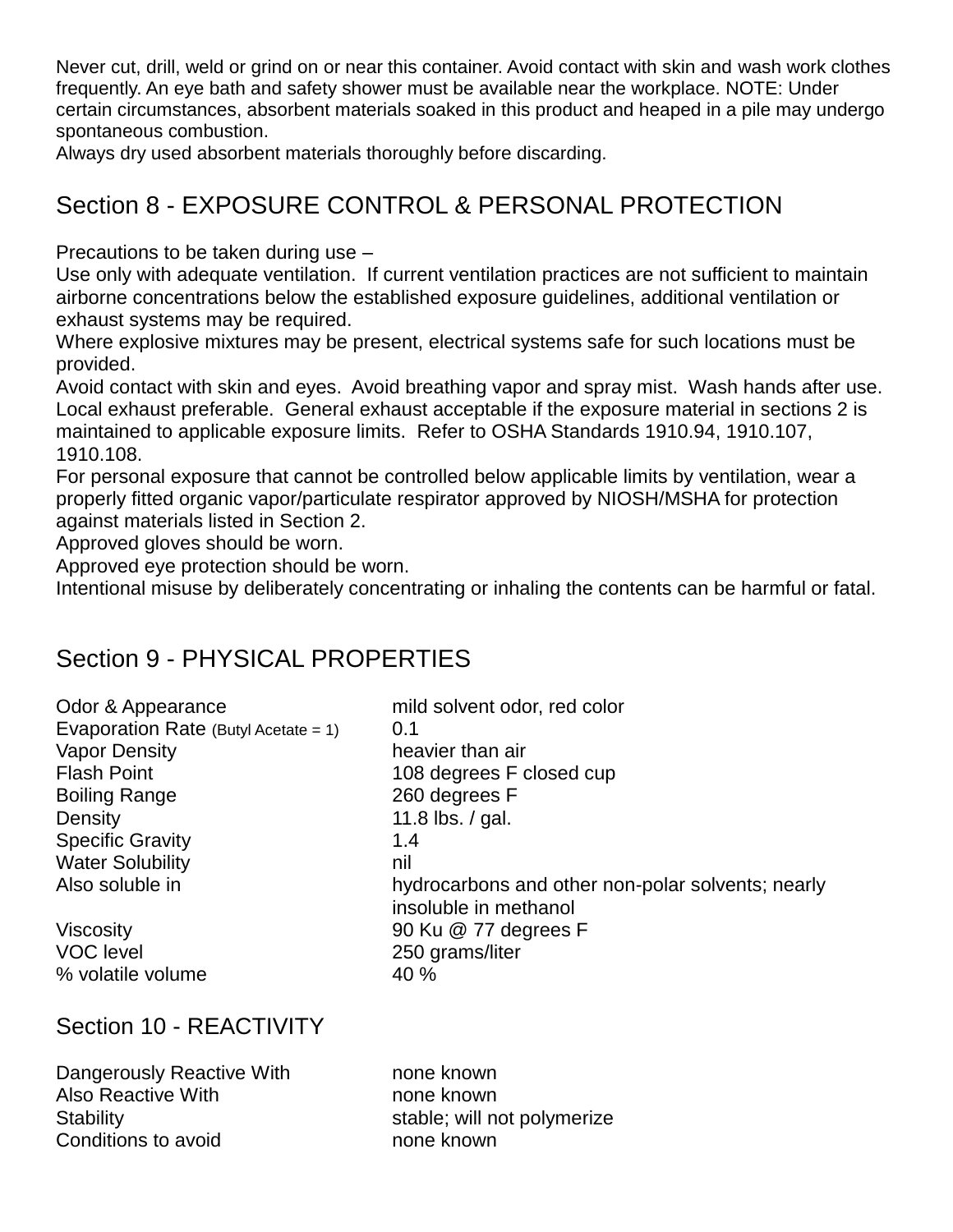Never cut, drill, weld or grind on or near this container. Avoid contact with skin and wash work clothes frequently. An eye bath and safety shower must be available near the workplace. NOTE: Under certain circumstances, absorbent materials soaked in this product and heaped in a pile may undergo spontaneous combustion.
Always dry used absorbent materials thoroughly before discarding.

## Section 8 - EXPOSURE CONTROL & PERSONAL PROTECTION

Precautions to be taken during use –
Use only with adequate ventilation. If current ventilation practices are not sufficient to maintain airborne concentrations below the established exposure guidelines, additional ventilation or exhaust systems may be required.
Where explosive mixtures may be present, electrical systems safe for such locations must be provided.
Avoid contact with skin and eyes. Avoid breathing vapor and spray mist. Wash hands after use. Local exhaust preferable. General exhaust acceptable if the exposure material in sections 2 is maintained to applicable exposure limits. Refer to OSHA Standards 1910.94, 1910.107, 1910.108.
For personal exposure that cannot be controlled below applicable limits by ventilation, wear a properly fitted organic vapor/particulate respirator approved by NIOSH/MSHA for protection against materials listed in Section 2.
Approved gloves should be worn.
Approved eye protection should be worn.
Intentional misuse by deliberately concentrating or inhaling the contents can be harmful or fatal.

## Section 9 - PHYSICAL PROPERTIES

| | |
|---|---|
| Odor & Appearance | mild solvent odor, red color |
| Evaporation Rate (Butyl Acetate = 1) | 0.1 |
| Vapor Density | heavier than air |
| Flash Point | 108 degrees F closed cup |
| Boiling Range | 260 degrees F |
| Density | 11.8 lbs. / gal. |
| Specific Gravity | 1.4 |
| Water Solubility | nil |
| Also soluble in | hydrocarbons and other non-polar solvents; nearly insoluble in methanol |
| Viscosity | 90 Ku @ 77 degrees F |
| VOC level | 250 grams/liter |
| % volatile volume | 40 % |

## Section 10 - REACTIVITY

| | |
|---|---|
| Dangerously Reactive With | none known |
| Also Reactive With | none known |
| Stability | stable; will not polymerize |
| Conditions to avoid | none known |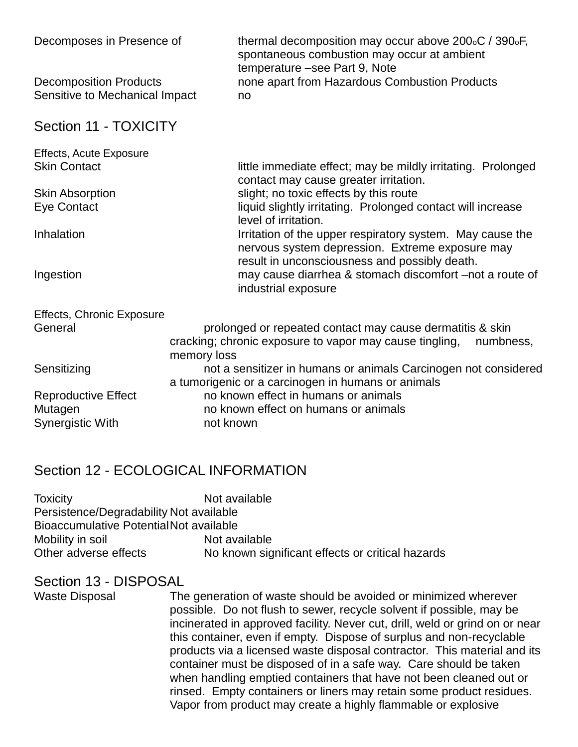| | |
|---|---|
| Decomposes in Presence of | thermal decomposition may occur above 200$_{o}$C / 390$_{o}$F, spontaneous combustion may occur at ambient temperature –see Part 9, Note |
| Decomposition Products | none apart from Hazardous Combustion Products |
| Sensitive to Mechanical Impact | no |

## Section 11 - TOXICITY

Effects, Acute Exposure

| | |
|---|---|
| Skin Contact | little immediate effect; may be mildly irritating. Prolonged contact may cause greater irritation. |
| Skin Absorption | slight; no toxic effects by this route |
| Eye Contact | liquid slightly irritating. Prolonged contact will increase level of irritation. |
| Inhalation | Irritation of the upper respiratory system. May cause the nervous system depression. Extreme exposure may result in unconsciousness and possibly death. |
| Ingestion | may cause diarrhea & stomach discomfort –not a route of industrial exposure |

Effects, Chronic Exposure

| | |
|---|---|
| General | prolonged or repeated contact may cause dermatitis & skin cracking; chronic exposure to vapor may cause tingling, numbness, memory loss |
| Sensitizing | not a sensitizer in humans or animals Carcinogen not considered a tumorigenic or a carcinogen in humans or animals |
| Reproductive Effect | no known effect in humans or animals |
| Mutagen | no known effect on humans or animals |
| Synergistic With | not known |

## Section 12 - ECOLOGICAL INFORMATION

| | |
|---|---|
| Toxicity | Not available |
| Persistence/Degradability | Not available |
| Bioaccumulative Potential | Not available |
| Mobility in soil | Not available |
| Other adverse effects | No known significant effects or critical hazards |

## Section 13 - DISPOSAL

| | |
|---|---|
| Waste Disposal | The generation of waste should be avoided or minimized wherever possible. Do not flush to sewer, recycle solvent if possible, may be incinerated in approved facility. Never cut, drill, weld or grind on or near this container, even if empty. Dispose of surplus and non-recyclable products via a licensed waste disposal contractor. This material and its container must be disposed of in a safe way. Care should be taken when handling emptied containers that have not been cleaned out or rinsed. Empty containers or liners may retain some product residues. Vapor from product may create a highly flammable or explosive |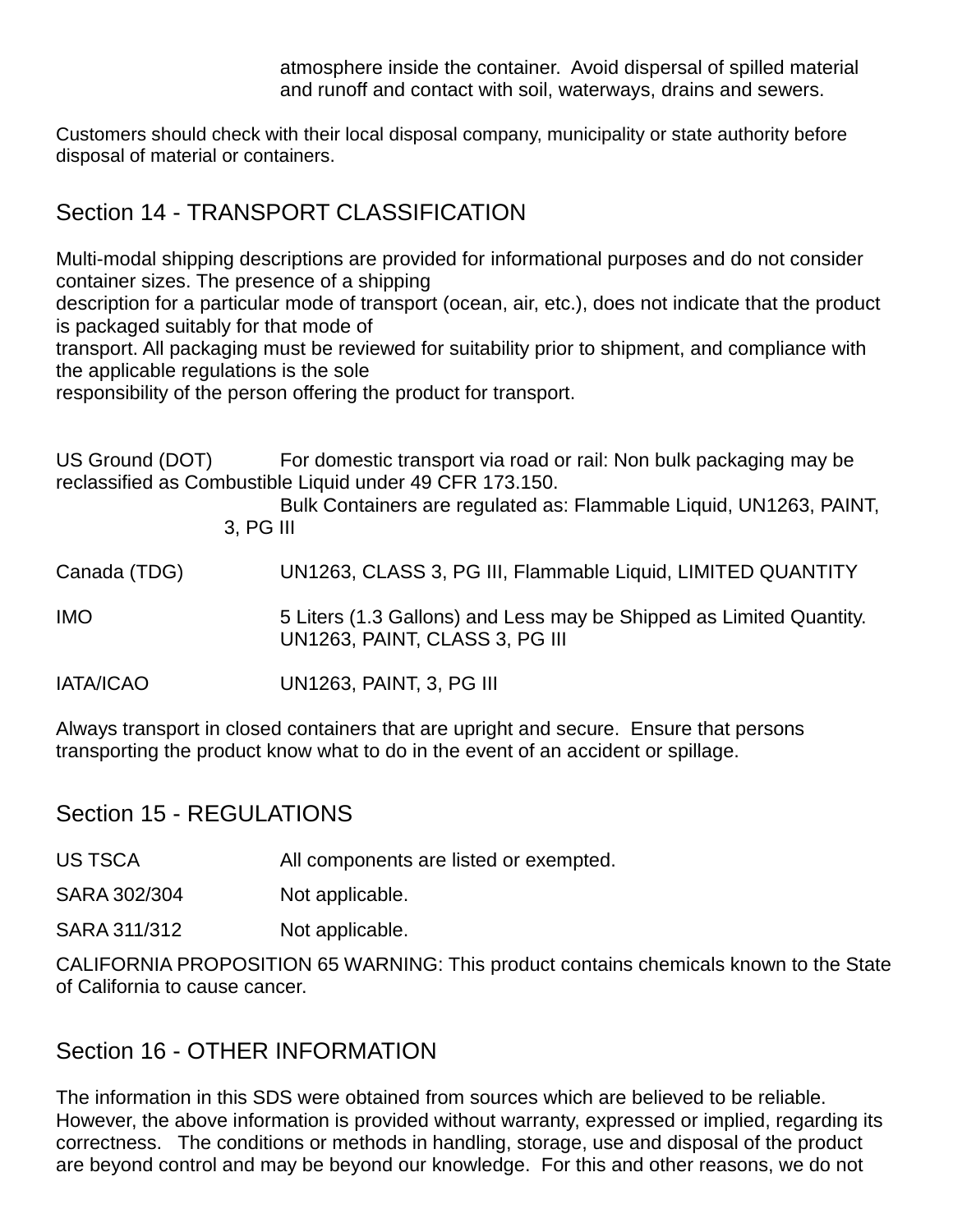atmosphere inside the container. Avoid dispersal of spilled material and runoff and contact with soil, waterways, drains and sewers.

Customers should check with their local disposal company, municipality or state authority before disposal of material or containers.

## Section 14 - TRANSPORT CLASSIFICATION

Multi-modal shipping descriptions are provided for informational purposes and do not consider container sizes. The presence of a shipping description for a particular mode of transport (ocean, air, etc.), does not indicate that the product is packaged suitably for that mode of transport. All packaging must be reviewed for suitability prior to shipment, and compliance with the applicable regulations is the sole responsibility of the person offering the product for transport.

US Ground (DOT) For domestic transport via road or rail: Non bulk packaging may be reclassified as Combustible Liquid under 49 CFR 173.150.
Bulk Containers are regulated as: Flammable Liquid, UN1263, PAINT, 3, PG III

Canada (TDG) UN1263, CLASS 3, PG III, Flammable Liquid, LIMITED QUANTITY

IMO 5 Liters (1.3 Gallons) and Less may be Shipped as Limited Quantity.
UN1263, PAINT, CLASS 3, PG III

IATA/ICAO UN1263, PAINT, 3, PG III

Always transport in closed containers that are upright and secure. Ensure that persons transporting the product know what to do in the event of an accident or spillage.

## Section 15 - REGULATIONS

US TSCA All components are listed or exempted.

SARA 302/304 Not applicable.

SARA 311/312 Not applicable.

CALIFORNIA PROPOSITION 65 WARNING: This product contains chemicals known to the State of California to cause cancer.

## Section 16 - OTHER INFORMATION

The information in this SDS were obtained from sources which are believed to be reliable. However, the above information is provided without warranty, expressed or implied, regarding its correctness. The conditions or methods in handling, storage, use and disposal of the product are beyond control and may be beyond our knowledge. For this and other reasons, we do not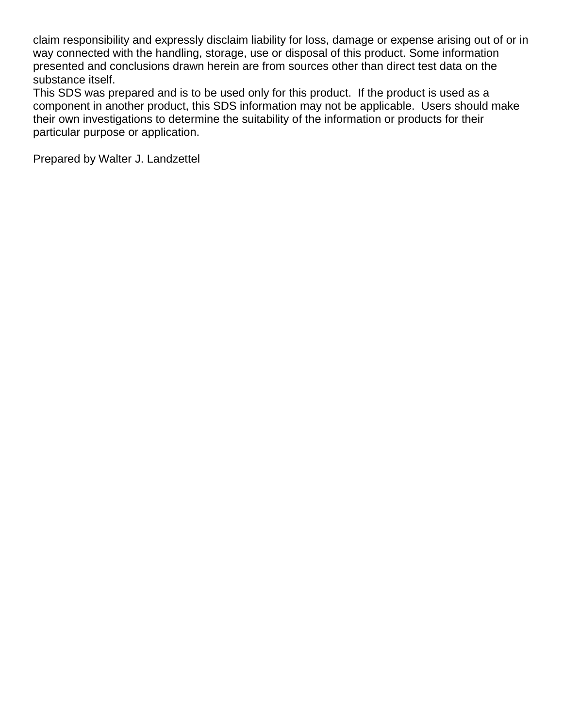claim responsibility and expressly disclaim liability for loss, damage or expense arising out of or in way connected with the handling, storage, use or disposal of this product. Some information presented and conclusions drawn herein are from sources other than direct test data on the substance itself.
This SDS was prepared and is to be used only for this product. If the product is used as a component in another product, this SDS information may not be applicable. Users should make their own investigations to determine the suitability of the information or products for their particular purpose or application.

Prepared by Walter J. Landzettel